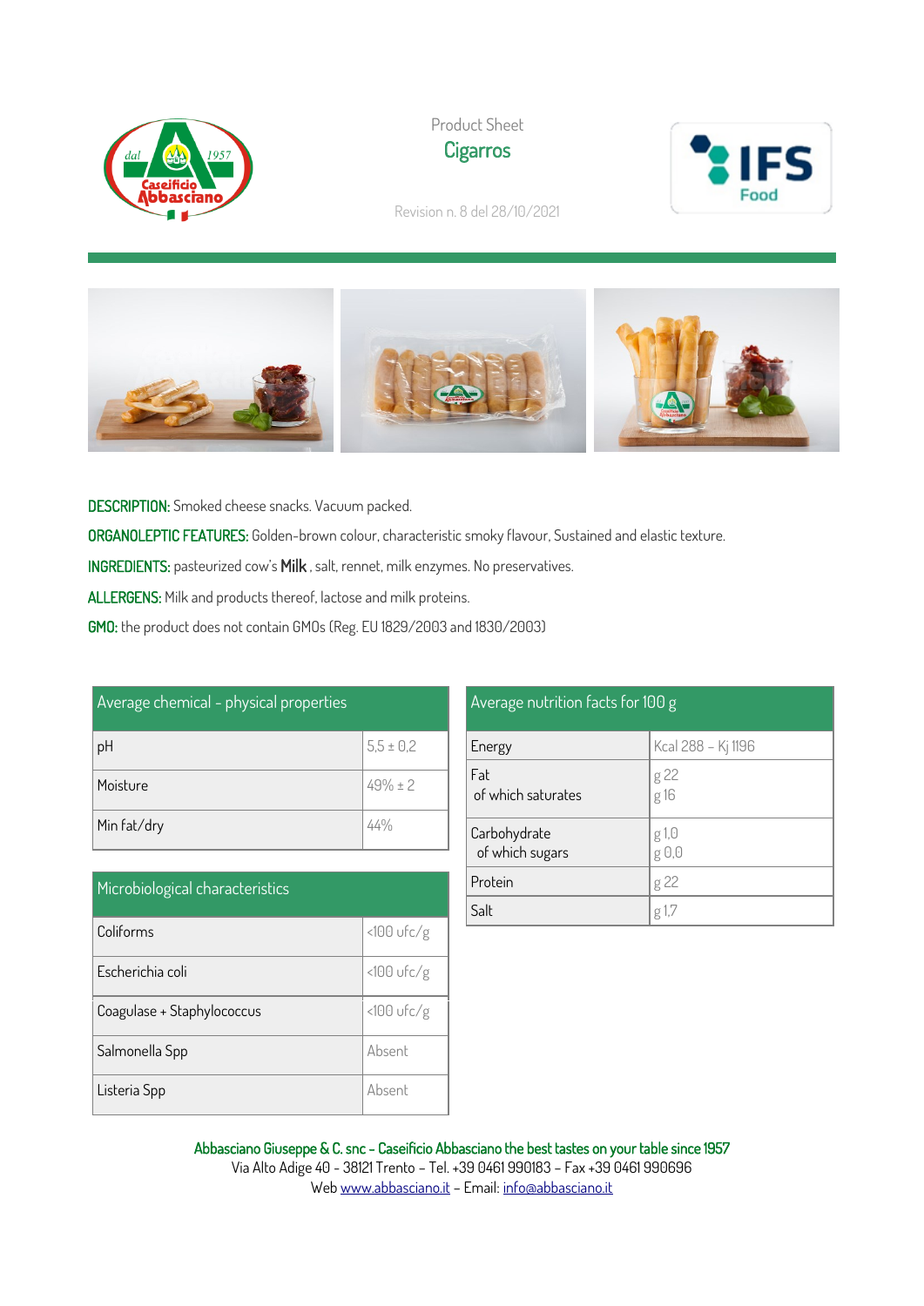Product Sheet

# Cigarros

Revision n. 8 del 28/10/2021

**DESCRIPTION:** Smoked cheese snacks. Vacuum packed.

**ORGANOLEPTIC FEATURES:** Golden-brown colour, characteristic smoky flavour, Sustained and elastic texture.

**INGREDIENTS:** pasteurized cow's **Milk** , salt, rennet, milk enzymes. No preservatives.

**ALLERGENS:** Milk and products thereof, lactose and milk proteins.

**GMO:** the product does not contain GMOs (Reg. EU 1829/2003 and 1830/2003)

| Average chemical – physical properties | |
|---|---|
| pH | 5,5 ± 0,2 |
| Moisture | 49% ± 2 |
| Min fat/dry | 44% |

| Microbiological characteristics | |
|---|---|
| Coliforms | <100 ufc/g |
| Escherichia coli | <100 ufc/g |
| Coagulase + Staphylococcus | <100 ufc/g |
| Salmonella Spp | Absent |
| Listeria Spp | Absent |

| Average nutrition facts for 100 g | |
|---|---|
| Energy | Kcal 288 – Kj 1196 |
| Fat<br>of which saturates | g 22<br>g 16 |
| Carbohydrate<br>of which sugars | g 1,0<br>g 0,0 |
| Protein | g 22 |
| Salt | g 1,7 |

**Abbasciano Giuseppe & C. snc – Caseificio Abbasciano the best tastes on your table since 1957**
Via Alto Adige 40 - 38121 Trento – Tel. +39 0461 990183 – Fax +39 0461 990696
Web www.abbasciano.it – Email: info@abbasciano.it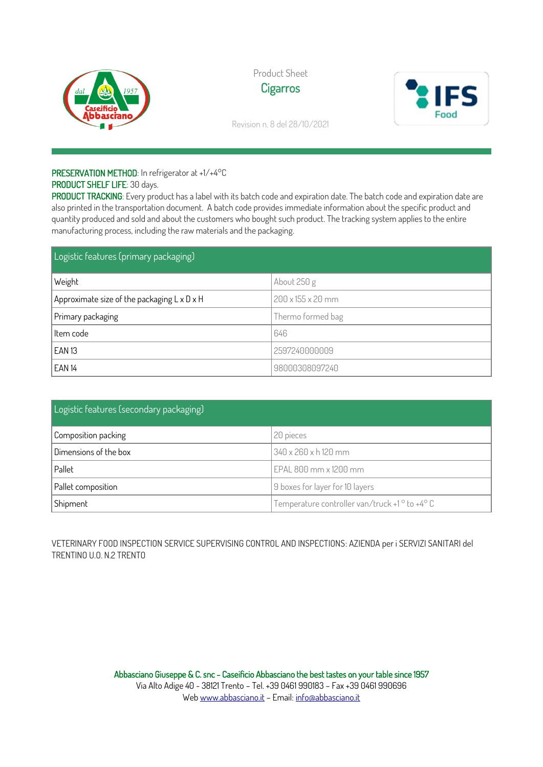Product Sheet

## Cigarros

Revision n. 8 del 28/10/2021

**PRESERVATION METHOD**: In refrigerator at +1/+4°C
**PRODUCT SHELF LIFE**: 30 days.
**PRODUCT TRACKING**: Every product has a label with its batch code and expiration date. The batch code and expiration date are also printed in the transportation document. A batch code provides immediate information about the specific product and quantity produced and sold and about the customers who bought such product. The tracking system applies to the entire manufacturing process, including the raw materials and the packaging.

| Logistic features (primary packaging) | |
|---|---|
| Weight | About 250 g |
| Approximate size of the packaging L x D x H | 200 x 155 x 20 mm |
| Primary packaging | Thermo formed bag |
| Item code | 646 |
| EAN 13 | 2597240000009 |
| EAN 14 | 98000308097240 |

| Logistic features (secondary packaging) | |
|---|---|
| Composition packing | 20 pieces |
| Dimensions of the box | 340 x 260 x h 120 mm |
| Pallet | EPAL 800 mm x 1200 mm |
| Pallet composition | 9 boxes for layer for 10 layers |
| Shipment | Temperature controller van/truck +1 ° to +4° C |

VETERINARY FOOD INSPECTION SERVICE SUPERVISING CONTROL AND INSPECTIONS: AZIENDA per i SERVIZI SANITARI del TRENTINO U.O. N.2 TRENTO

**Abbasciano Giuseppe & C. snc – Caseificio Abbasciano the best tastes on your table since 1957**
Via Alto Adige 40 - 38121 Trento – Tel. +39 0461 990183 – Fax +39 0461 990696
Web www.abbasciano.it – Email: info@abbasciano.it